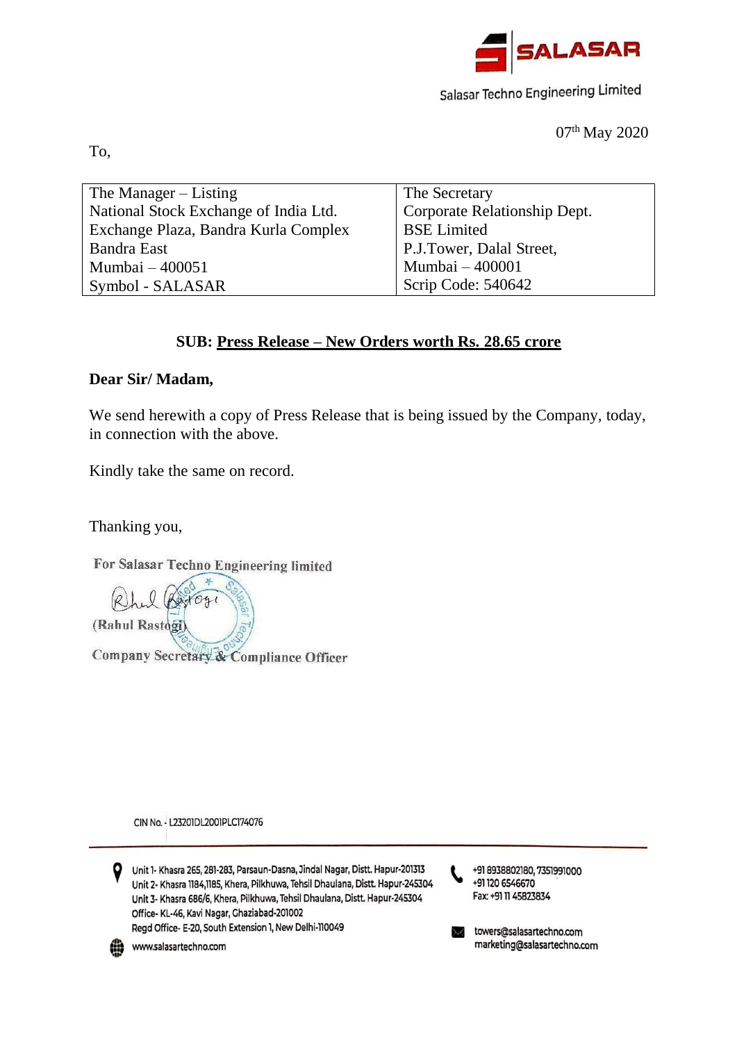Salasar Techno Engineering Limited

07th May 2020

To,

| | |
|---|---|
| The Manager – Listing<br>National Stock Exchange of India Ltd.<br>Exchange Plaza, Bandra Kurla Complex<br>Bandra East<br>Mumbai – 400051<br>Symbol - SALASAR | The Secretary<br>Corporate Relationship Dept.<br>BSE Limited<br>P.J.Tower, Dalal Street,<br>Mumbai – 400001<br>Scrip Code: 540642 |

**SUB: Press Release – New Orders worth Rs. 28.65 crore**

**Dear Sir/ Madam,**

We send herewith a copy of Press Release that is being issued by the Company, today, in connection with the above.

Kindly take the same on record.

Thanking you,

For Salasar Techno Engineering limited

(Rahul Rastogi)

Company Secretary & Compliance Officer

CIN No. - L23201DL2001PLC174076

Unit 1- Khasra 265, 281-283, Parsaun-Dasna, Jindal Nagar, Distt. Hapur-201313
Unit 2- Khasra 1184,1185, Khera, Pilkhuwa, Tehsil Dhaulana, Distt. Hapur-245304
Unit 3- Khasra 686/6, Khera, Pilkhuwa, Tehsil Dhaulana, Distt. Hapur-245304
Office- KL-46, Kavi Nagar, Ghaziabad-201002
Regd Office- E-20, South Extension 1, New Delhi-110049

www.salasartechno.com

+91 8938802180, 7351991000
+91 120 6546670
Fax: +91 11 45823834

towers@salasartechno.com
marketing@salasartechno.com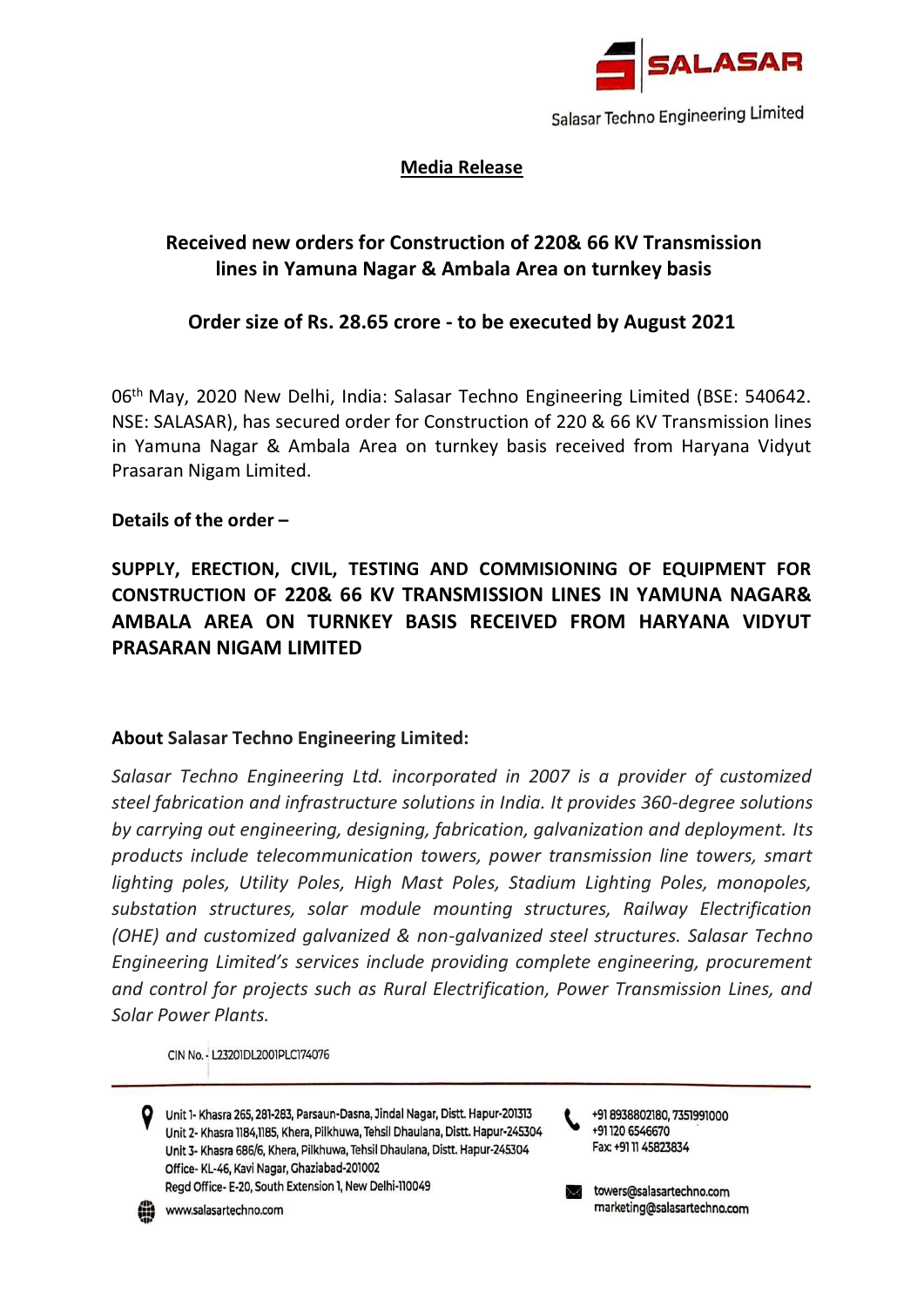SALASAR

Salasar Techno Engineering Limited

## Media Release

### Received new orders for Construction of 220& 66 KV Transmission lines in Yamuna Nagar & Ambala Area on turnkey basis

### Order size of Rs. 28.65 crore - to be executed by August 2021

06th May, 2020 New Delhi, India: Salasar Techno Engineering Limited (BSE: 540642. NSE: SALASAR), has secured order for Construction of 220 & 66 KV Transmission lines in Yamuna Nagar & Ambala Area on turnkey basis received from Haryana Vidyut Prasaran Nigam Limited.

**Details of the order –**

**SUPPLY, ERECTION, CIVIL, TESTING AND COMMISIONING OF EQUIPMENT FOR CONSTRUCTION OF 220& 66 KV TRANSMISSION LINES IN YAMUNA NAGAR& AMBALA AREA ON TURNKEY BASIS RECEIVED FROM HARYANA VIDYUT PRASARAN NIGAM LIMITED**

**About Salasar Techno Engineering Limited:**

*Salasar Techno Engineering Ltd. incorporated in 2007 is a provider of customized steel fabrication and infrastructure solutions in India. It provides 360-degree solutions by carrying out engineering, designing, fabrication, galvanization and deployment. Its products include telecommunication towers, power transmission line towers, smart lighting poles, Utility Poles, High Mast Poles, Stadium Lighting Poles, monopoles, substation structures, solar module mounting structures, Railway Electrification (OHE) and customized galvanized & non-galvanized steel structures. Salasar Techno Engineering Limited's services include providing complete engineering, procurement and control for projects such as Rural Electrification, Power Transmission Lines, and Solar Power Plants.*

CIN No.- L23201DL2001PLC174076

Unit 1- Khasra 265, 281-283, Parsaun-Dasna, Jindal Nagar, Distt. Hapur-201313
Unit 2- Khasra 1184,1185, Khera, Pilkhuwa, Tehsil Dhaulana, Distt. Hapur-245304
Unit 3- Khasra 686/6, Khera, Pilkhuwa, Tehsil Dhaulana, Distt. Hapur-245304
Office- KL-46, Kavi Nagar, Ghaziabad-201002
Regd Office- E-20, South Extension 1, New Delhi-110049
www.salasartechno.com

+91 8938802180, 7351991000
+91 120 6546670
Fax: +91 11 45823834

towers@salasartechno.com
marketing@salasartechno.com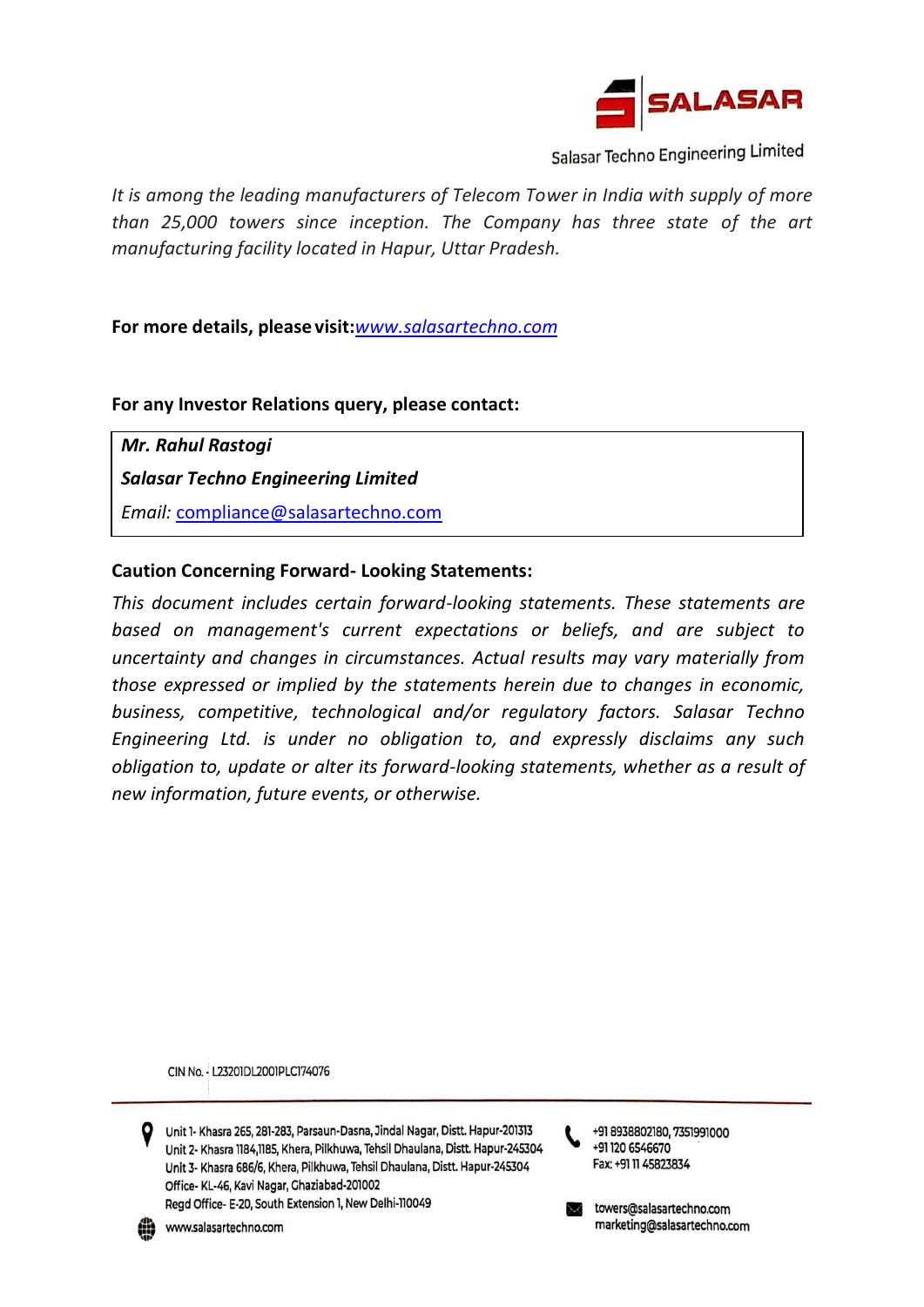*It is among the leading manufacturers of Telecom Tower in India with supply of more than 25,000 towers since inception. The Company has three state of the art manufacturing facility located in Hapur, Uttar Pradesh.*

**For more details, please visit:**[*www.salasartechno.com*](http://www.salasartechno.com)

**For any Investor Relations query, please contact:**

| |
|---|
| ***Mr. Rahul Rastogi*** |
| ***Salasar Techno Engineering Limited*** |
| *Email:* compliance@salasartechno.com |

**Caution Concerning Forward- Looking Statements:**

*This document includes certain forward-looking statements. These statements are based on management's current expectations or beliefs, and are subject to uncertainty and changes in circumstances. Actual results may vary materially from those expressed or implied by the statements herein due to changes in economic, business, competitive, technological and/or regulatory factors. Salasar Techno Engineering Ltd. is under no obligation to, and expressly disclaims any such obligation to, update or alter its forward-looking statements, whether as a result of new information, future events, or otherwise.*